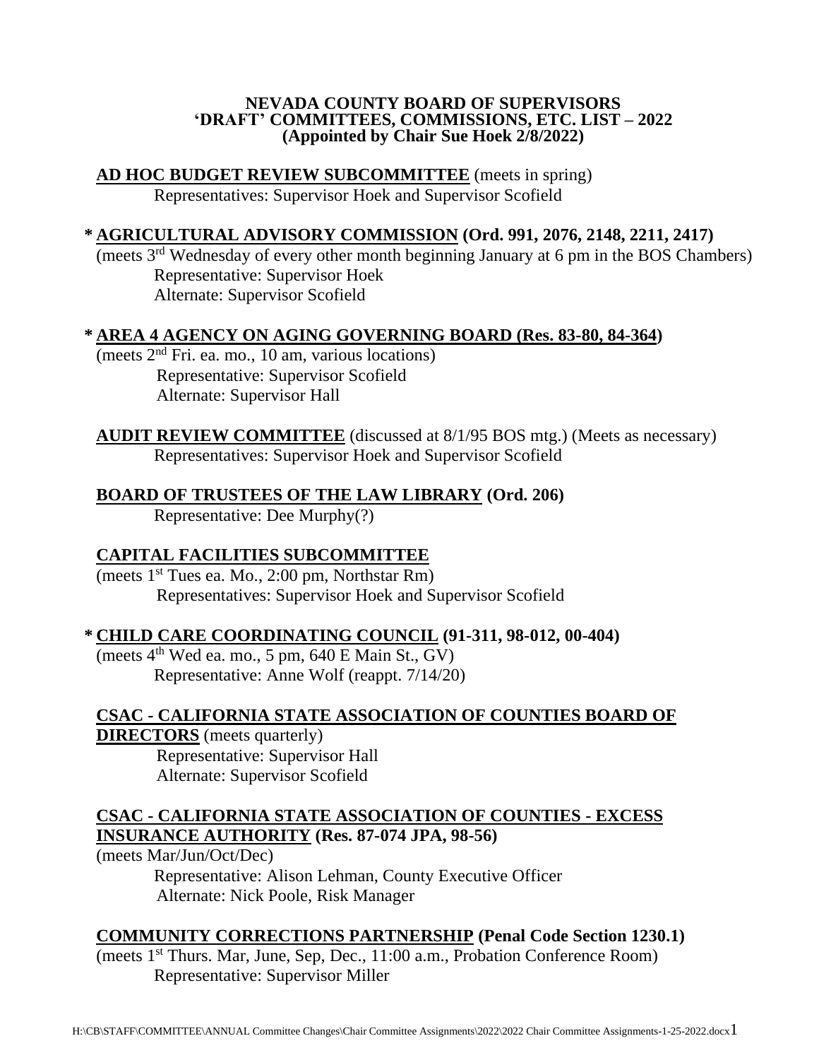**NEVADA COUNTY BOARD OF SUPERVISORS**
**'DRAFT' COMMITTEES, COMMISSIONS, ETC. LIST – 2022**
**(Appointed by Chair Sue Hoek 2/8/2022)**

**AD HOC BUDGET REVIEW SUBCOMMITTEE** (meets in spring)
Representatives: Supervisor Hoek and Supervisor Scofield

*** AGRICULTURAL ADVISORY COMMISSION (Ord. 991, 2076, 2148, 2211, 2417)**
(meets 3rd Wednesday of every other month beginning January at 6 pm in the BOS Chambers)
Representative: Supervisor Hoek
Alternate: Supervisor Scofield

*** AREA 4 AGENCY ON AGING GOVERNING BOARD (Res. 83-80, 84-364)**
(meets 2nd Fri. ea. mo., 10 am, various locations)
Representative: Supervisor Scofield
Alternate: Supervisor Hall

**AUDIT REVIEW COMMITTEE** (discussed at 8/1/95 BOS mtg.) (Meets as necessary)
Representatives: Supervisor Hoek and Supervisor Scofield

**BOARD OF TRUSTEES OF THE LAW LIBRARY (Ord. 206)**
Representative: Dee Murphy(?)

**CAPITAL FACILITIES SUBCOMMITTEE**
(meets 1st Tues ea. Mo., 2:00 pm, Northstar Rm)
Representatives: Supervisor Hoek and Supervisor Scofield

*** CHILD CARE COORDINATING COUNCIL (91-311, 98-012, 00-404)**
(meets 4th Wed ea. mo., 5 pm, 640 E Main St., GV)
Representative: Anne Wolf (reappt. 7/14/20)

**CSAC - CALIFORNIA STATE ASSOCIATION OF COUNTIES BOARD OF DIRECTORS** (meets quarterly)
Representative: Supervisor Hall
Alternate: Supervisor Scofield

**CSAC - CALIFORNIA STATE ASSOCIATION OF COUNTIES - EXCESS INSURANCE AUTHORITY (Res. 87-074 JPA, 98-56)**
(meets Mar/Jun/Oct/Dec)
Representative: Alison Lehman, County Executive Officer
Alternate: Nick Poole, Risk Manager

**COMMUNITY CORRECTIONS PARTNERSHIP (Penal Code Section 1230.1)**
(meets 1st Thurs. Mar, June, Sep, Dec., 11:00 a.m., Probation Conference Room)
Representative: Supervisor Miller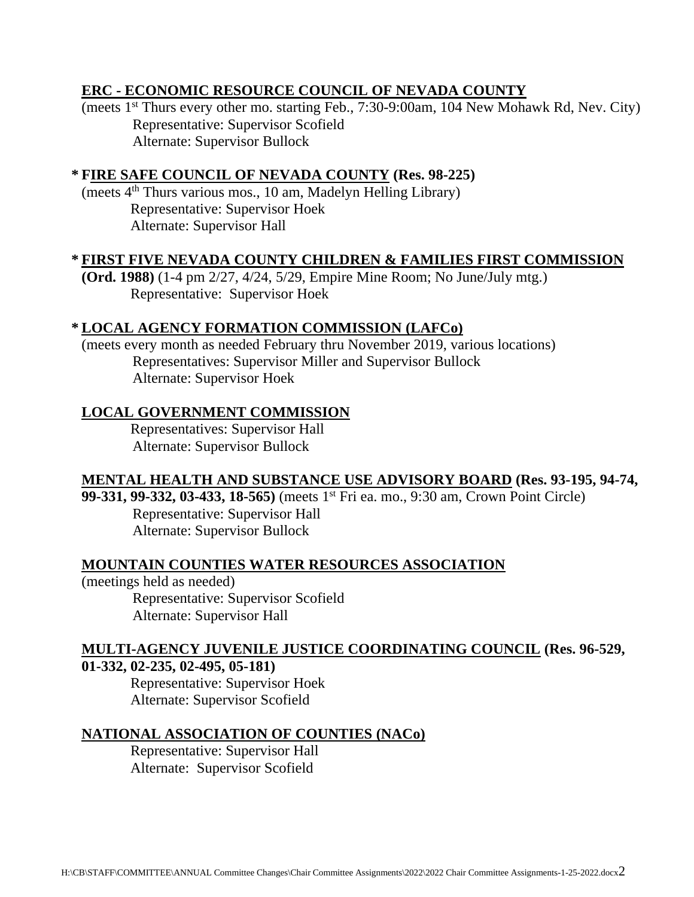**ERC - ECONOMIC RESOURCE COUNCIL OF NEVADA COUNTY**
(meets 1st Thurs every other mo. starting Feb., 7:30-9:00am, 104 New Mohawk Rd, Nev. City)
Representative: Supervisor Scofield
Alternate: Supervisor Bullock

**\* FIRE SAFE COUNCIL OF NEVADA COUNTY (Res. 98-225)**
(meets 4th Thurs various mos., 10 am, Madelyn Helling Library)
Representative: Supervisor Hoek
Alternate: Supervisor Hall

**\* FIRST FIVE NEVADA COUNTY CHILDREN & FAMILIES FIRST COMMISSION (Ord. 1988)** (1-4 pm 2/27, 4/24, 5/29, Empire Mine Room; No June/July mtg.)
Representative: Supervisor Hoek

**\* LOCAL AGENCY FORMATION COMMISSION (LAFCo)**
(meets every month as needed February thru November 2019, various locations)
Representatives: Supervisor Miller and Supervisor Bullock
Alternate: Supervisor Hoek

**LOCAL GOVERNMENT COMMISSION**
Representatives: Supervisor Hall
Alternate: Supervisor Bullock

**MENTAL HEALTH AND SUBSTANCE USE ADVISORY BOARD (Res. 93-195, 94-74, 99-331, 99-332, 03-433, 18-565)** (meets 1st Fri ea. mo., 9:30 am, Crown Point Circle)
Representative: Supervisor Hall
Alternate: Supervisor Bullock

**MOUNTAIN COUNTIES WATER RESOURCES ASSOCIATION**
(meetings held as needed)
Representative: Supervisor Scofield
Alternate: Supervisor Hall

**MULTI-AGENCY JUVENILE JUSTICE COORDINATING COUNCIL (Res. 96-529, 01-332, 02-235, 02-495, 05-181)**
Representative: Supervisor Hoek
Alternate: Supervisor Scofield

**NATIONAL ASSOCIATION OF COUNTIES (NACo)**
Representative: Supervisor Hall
Alternate: Supervisor Scofield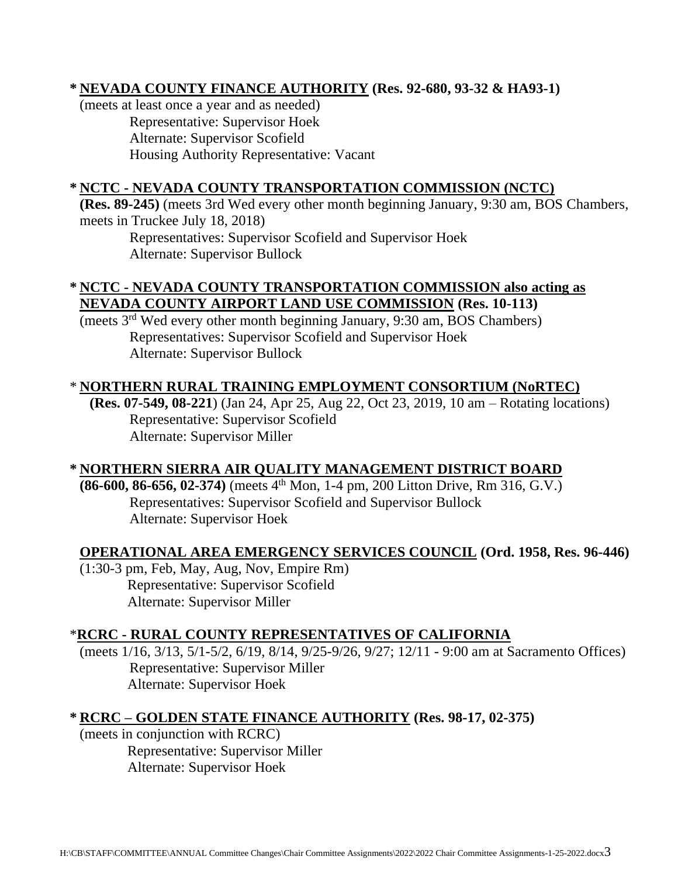**\* NEVADA COUNTY FINANCE AUTHORITY (Res. 92-680, 93-32 & HA93-1)**
(meets at least once a year and as needed)
Representative: Supervisor Hoek
Alternate: Supervisor Scofield
Housing Authority Representative: Vacant

**\* NCTC - NEVADA COUNTY TRANSPORTATION COMMISSION (NCTC)**
**(Res. 89-245)** (meets 3rd Wed every other month beginning January, 9:30 am, BOS Chambers, meets in Truckee July 18, 2018)
Representatives: Supervisor Scofield and Supervisor Hoek
Alternate: Supervisor Bullock

**\* NCTC - NEVADA COUNTY TRANSPORTATION COMMISSION also acting as NEVADA COUNTY AIRPORT LAND USE COMMISSION (Res. 10-113)**
(meets 3rd Wed every other month beginning January, 9:30 am, BOS Chambers)
Representatives: Supervisor Scofield and Supervisor Hoek
Alternate: Supervisor Bullock

\* **NORTHERN RURAL TRAINING EMPLOYMENT CONSORTIUM (NoRTEC)**
**(Res. 07-549, 08-221**) (Jan 24, Apr 25, Aug 22, Oct 23, 2019, 10 am – Rotating locations)
Representative: Supervisor Scofield
Alternate: Supervisor Miller

**\* NORTHERN SIERRA AIR QUALITY MANAGEMENT DISTRICT BOARD**
**(86-600, 86-656, 02-374)** (meets 4th Mon, 1-4 pm, 200 Litton Drive, Rm 316, G.V.)
Representatives: Supervisor Scofield and Supervisor Bullock
Alternate: Supervisor Hoek

**OPERATIONAL AREA EMERGENCY SERVICES COUNCIL (Ord. 1958, Res. 96-446)**
(1:30-3 pm, Feb, May, Aug, Nov, Empire Rm)
Representative: Supervisor Scofield
Alternate: Supervisor Miller

\***RCRC - RURAL COUNTY REPRESENTATIVES OF CALIFORNIA**
(meets 1/16, 3/13, 5/1-5/2, 6/19, 8/14, 9/25-9/26, 9/27; 12/11 - 9:00 am at Sacramento Offices)
Representative: Supervisor Miller
Alternate: Supervisor Hoek

**\* RCRC – GOLDEN STATE FINANCE AUTHORITY (Res. 98-17, 02-375)**
(meets in conjunction with RCRC)
Representative: Supervisor Miller
Alternate: Supervisor Hoek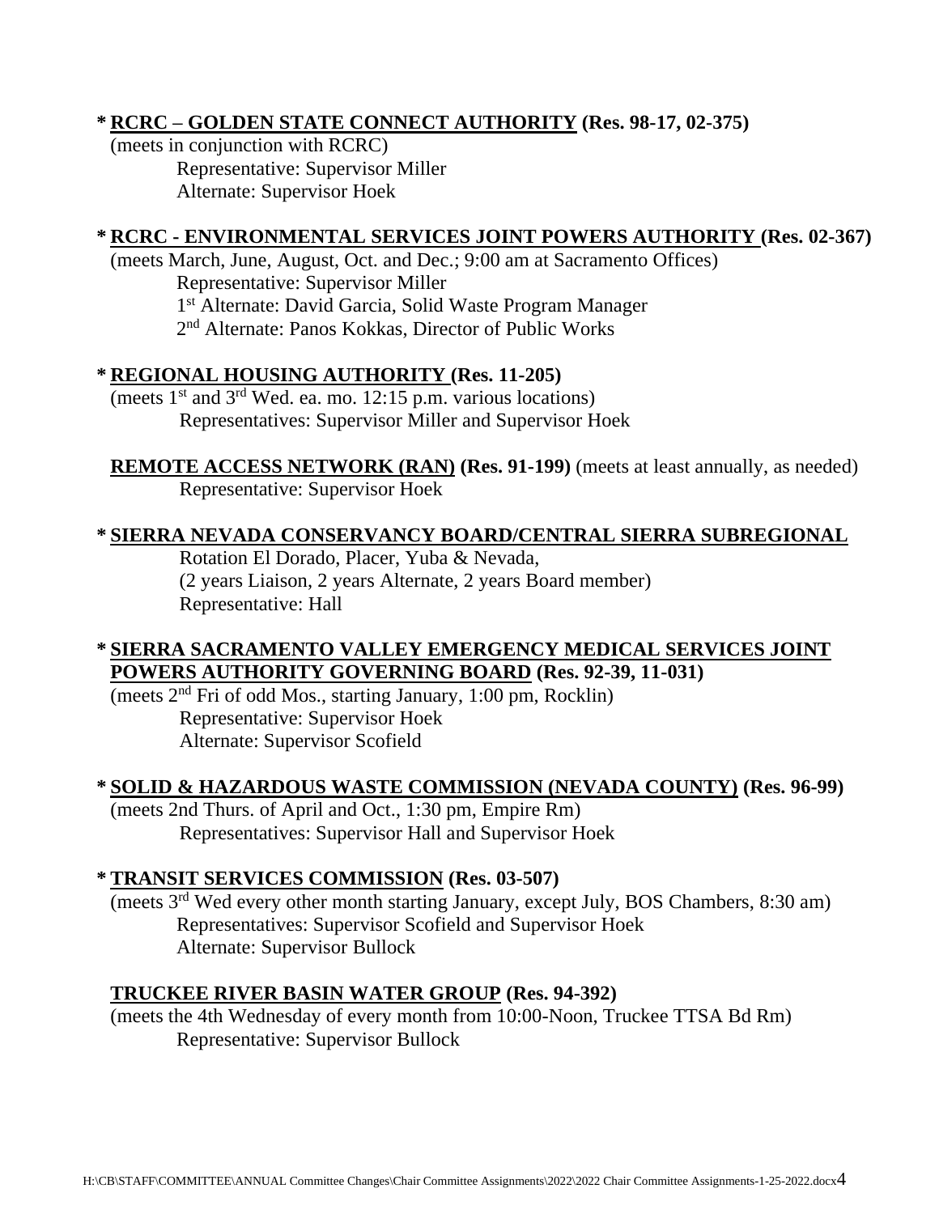**\* RCRC – GOLDEN STATE CONNECT AUTHORITY (Res. 98-17, 02-375)**
(meets in conjunction with RCRC)
Representative: Supervisor Miller
Alternate: Supervisor Hoek

**\* RCRC - ENVIRONMENTAL SERVICES JOINT POWERS AUTHORITY (Res. 02-367)**
(meets March, June, August, Oct. and Dec.; 9:00 am at Sacramento Offices)
Representative: Supervisor Miller
1st Alternate: David Garcia, Solid Waste Program Manager
2nd Alternate: Panos Kokkas, Director of Public Works

**\* REGIONAL HOUSING AUTHORITY (Res. 11-205)**
(meets 1st and 3rd Wed. ea. mo. 12:15 p.m. various locations)
Representatives: Supervisor Miller and Supervisor Hoek

**REMOTE ACCESS NETWORK (RAN) (Res. 91-199)** (meets at least annually, as needed)
Representative: Supervisor Hoek

**\* SIERRA NEVADA CONSERVANCY BOARD/CENTRAL SIERRA SUBREGIONAL**
Rotation El Dorado, Placer, Yuba & Nevada,
(2 years Liaison, 2 years Alternate, 2 years Board member)
Representative: Hall

**\* SIERRA SACRAMENTO VALLEY EMERGENCY MEDICAL SERVICES JOINT POWERS AUTHORITY GOVERNING BOARD (Res. 92-39, 11-031)**
(meets 2nd Fri of odd Mos., starting January, 1:00 pm, Rocklin)
Representative: Supervisor Hoek
Alternate: Supervisor Scofield

**\* SOLID & HAZARDOUS WASTE COMMISSION (NEVADA COUNTY) (Res. 96-99)**
(meets 2nd Thurs. of April and Oct., 1:30 pm, Empire Rm)
Representatives: Supervisor Hall and Supervisor Hoek

**\* TRANSIT SERVICES COMMISSION (Res. 03-507)**
(meets 3rd Wed every other month starting January, except July, BOS Chambers, 8:30 am)
Representatives: Supervisor Scofield and Supervisor Hoek
Alternate: Supervisor Bullock

**TRUCKEE RIVER BASIN WATER GROUP (Res. 94-392)**
(meets the 4th Wednesday of every month from 10:00-Noon, Truckee TTSA Bd Rm)
Representative: Supervisor Bullock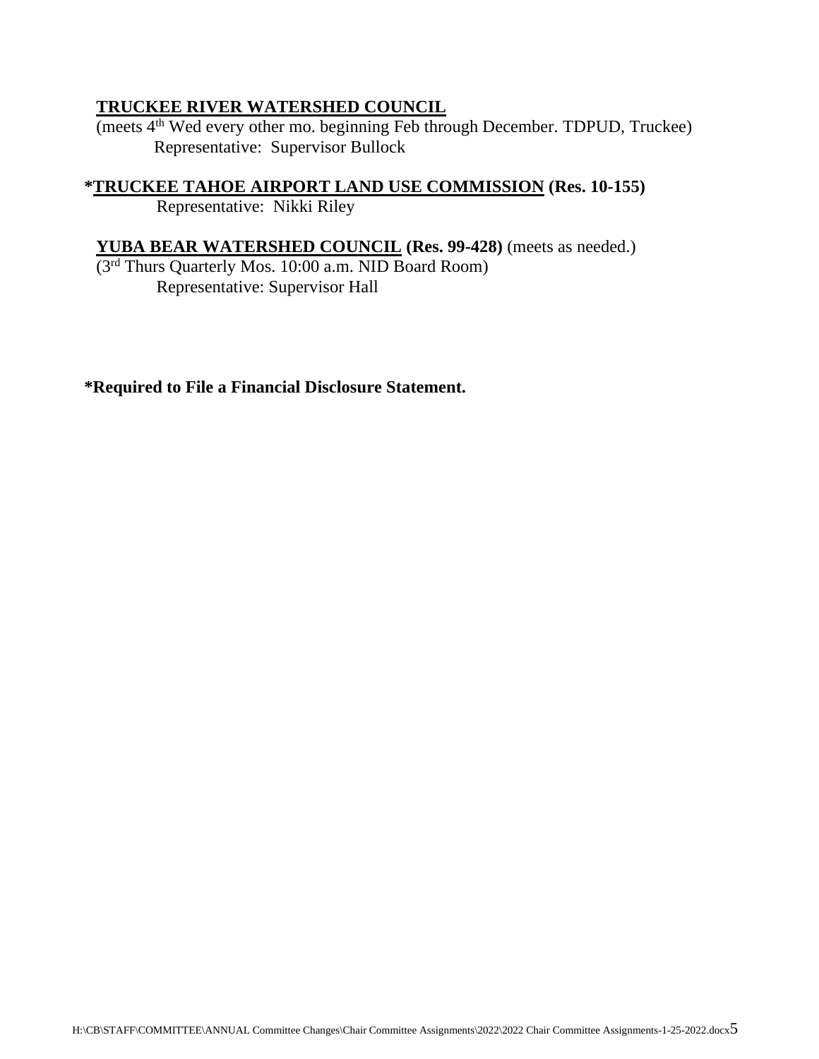**TRUCKEE RIVER WATERSHED COUNCIL**
(meets 4th Wed every other mo. beginning Feb through December. TDPUD, Truckee)
Representative: Supervisor Bullock

**\*TRUCKEE TAHOE AIRPORT LAND USE COMMISSION (Res. 10-155)**
Representative: Nikki Riley

**YUBA BEAR WATERSHED COUNCIL (Res. 99-428)** (meets as needed.)
(3rd Thurs Quarterly Mos. 10:00 a.m. NID Board Room)
Representative: Supervisor Hall

**\*Required to File a Financial Disclosure Statement.**

H:\CB\STAFF\COMMITTEE\ANNUAL Committee Changes\Chair Committee Assignments\2022\2022 Chair Committee Assignments-1-25-2022.docx